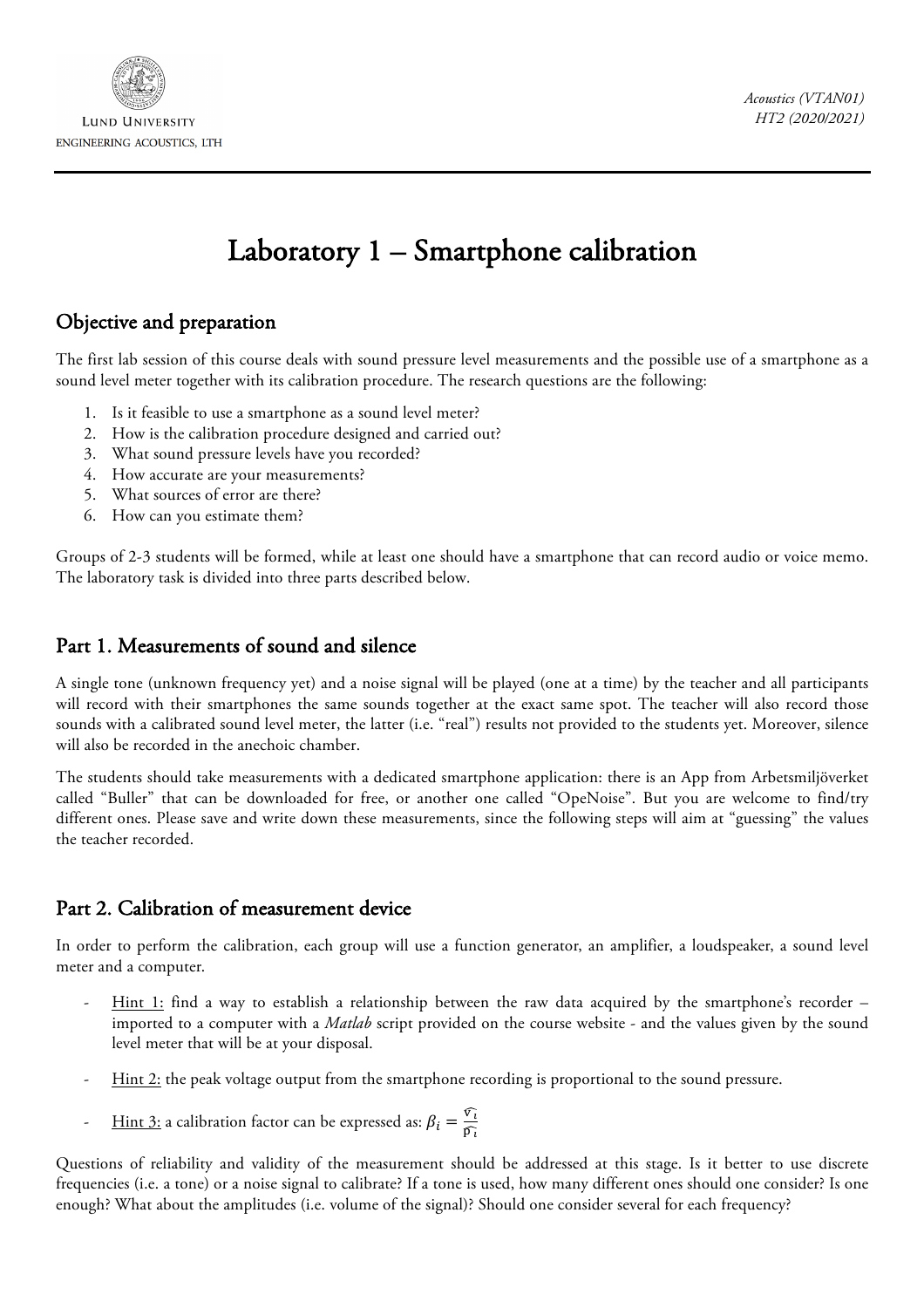# Laboratory 1 – Smartphone calibration

## Objective and preparation

The first lab session of this course deals with sound pressure level measurements and the possible use of a smartphone as a sound level meter together with its calibration procedure. The research questions are the following:

1. Is it feasible to use a smartphone as a sound level meter?
2. How is the calibration procedure designed and carried out?
3. What sound pressure levels have you recorded?
4. How accurate are your measurements?
5. What sources of error are there?
6. How can you estimate them?

Groups of 2-3 students will be formed, while at least one should have a smartphone that can record audio or voice memo. The laboratory task is divided into three parts described below.

## Part 1. Measurements of sound and silence

A single tone (unknown frequency yet) and a noise signal will be played (one at a time) by the teacher and all participants will record with their smartphones the same sounds together at the exact same spot. The teacher will also record those sounds with a calibrated sound level meter, the latter (i.e. "real") results not provided to the students yet. Moreover, silence will also be recorded in the anechoic chamber.

The students should take measurements with a dedicated smartphone application: there is an App from Arbetsmiljöverket called "Buller" that can be downloaded for free, or another one called "OpeNoise". But you are welcome to find/try different ones. Please save and write down these measurements, since the following steps will aim at "guessing" the values the teacher recorded.

## Part 2. Calibration of measurement device

In order to perform the calibration, each group will use a function generator, an amplifier, a loudspeaker, a sound level meter and a computer.

- Hint 1: find a way to establish a relationship between the raw data acquired by the smartphone's recorder – imported to a computer with a *Matlab* script provided on the course website - and the values given by the sound level meter that will be at your disposal.
- Hint 2: the peak voltage output from the smartphone recording is proportional to the sound pressure.
- Hint 3: a calibration factor can be expressed as: $\beta_i = \frac{\hat{v_i}}{\hat{p_i}}$

Questions of reliability and validity of the measurement should be addressed at this stage. Is it better to use discrete frequencies (i.e. a tone) or a noise signal to calibrate? If a tone is used, how many different ones should one consider? Is one enough? What about the amplitudes (i.e. volume of the signal)? Should one consider several for each frequency?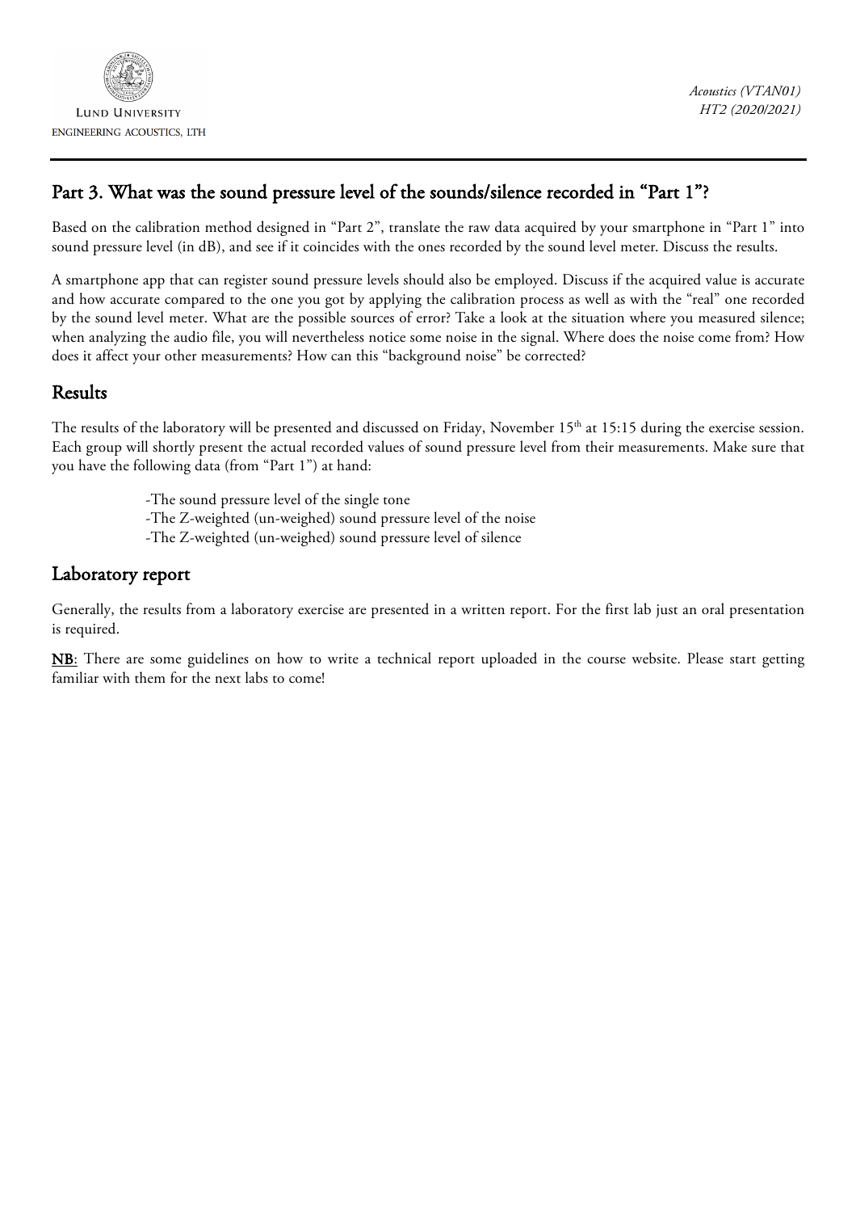## Part 3. What was the sound pressure level of the sounds/silence recorded in "Part 1"?

Based on the calibration method designed in "Part 2", translate the raw data acquired by your smartphone in "Part 1" into sound pressure level (in dB), and see if it coincides with the ones recorded by the sound level meter. Discuss the results.

A smartphone app that can register sound pressure levels should also be employed. Discuss if the acquired value is accurate and how accurate compared to the one you got by applying the calibration process as well as with the "real" one recorded by the sound level meter. What are the possible sources of error? Take a look at the situation where you measured silence; when analyzing the audio file, you will nevertheless notice some noise in the signal. Where does the noise come from? How does it affect your other measurements? How can this "background noise" be corrected?

## Results

The results of the laboratory will be presented and discussed on Friday, November 15th at 15:15 during the exercise session. Each group will shortly present the actual recorded values of sound pressure level from their measurements. Make sure that you have the following data (from "Part 1") at hand:

- -The sound pressure level of the single tone
- -The Z-weighted (un-weighed) sound pressure level of the noise
- -The Z-weighted (un-weighed) sound pressure level of silence

## Laboratory report

Generally, the results from a laboratory exercise are presented in a written report. For the first lab just an oral presentation is required.

**<u>NB</u>**: There are some guidelines on how to write a technical report uploaded in the course website. Please start getting familiar with them for the next labs to come!